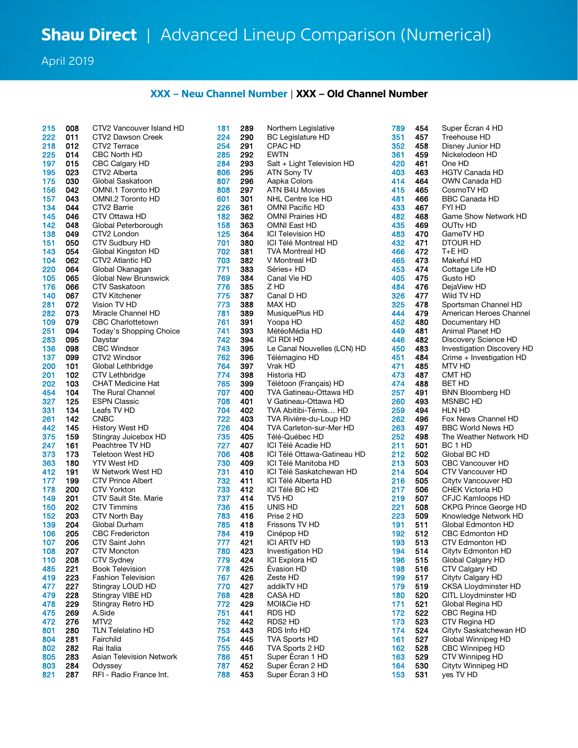# Shaw Direct | Advanced Lineup Comparison (Numerical)

April 2019

**XXX – New Channel Number** | **XXX – Old Channel Number**

| New | Old | Channel |
|---|---|---|
| 215 | 008 | CTV2 Vancouver Island HD |
| 222 | 011 | CTV2 Dawson Creek |
| 218 | 012 | CTV2 Terrace |
| 225 | 014 | CBC North HD |
| 197 | 015 | CBC Calgary HD |
| 195 | 023 | CTV2 Alberta |
| 175 | 030 | Global Saskatoon |
| 156 | 042 | OMNI.1 Toronto HD |
| 157 | 043 | OMNI.2 Toronto HD |
| 134 | 044 | CTV2 Barrie |
| 145 | 046 | CTV Ottawa HD |
| 142 | 048 | Global Peterborough |
| 138 | 049 | CTV2 London |
| 151 | 050 | CTV Sudbury HD |
| 143 | 054 | Global Kingston HD |
| 104 | 062 | CTV2 Atlantic HD |
| 220 | 064 | Global Okanagan |
| 105 | 065 | Global New Brunswick |
| 176 | 066 | CTV Saskatoon |
| 140 | 067 | CTV Kitchener |
| 281 | 072 | Vision TV HD |
| 282 | 073 | Miracle Channel HD |
| 109 | 079 | CBC Charlottetown |
| 251 | 094 | Today's Shopping Choice |
| 283 | 095 | Daystar |
| 136 | 098 | CBC Windsor |
| 137 | 099 | CTV2 Windsor |
| 200 | 101 | Global Lethbridge |
| 201 | 102 | CTV Lethbridge |
| 202 | 103 | CHAT Medicine Hat |
| 454 | 104 | The Rural Channel |
| 327 | 125 | ESPN Classic |
| 331 | 134 | Leafs TV HD |
| 261 | 142 | CNBC |
| 442 | 145 | History West HD |
| 375 | 159 | Stingray Juicebox HD |
| 247 | 161 | Peachtree TV HD |
| 373 | 173 | Teletoon West HD |
| 363 | 180 | YTV West HD |
| 412 | 191 | W Network West HD |
| 177 | 199 | CTV Prince Albert |
| 178 | 200 | CTV Yorkton |
| 149 | 201 | CTV Sault Ste. Marie |
| 150 | 202 | CTV Timmins |
| 152 | 203 | CTV North Bay |
| 139 | 204 | Global Durham |
| 106 | 205 | CBC Fredericton |
| 107 | 206 | CTV Saint John |
| 108 | 207 | CTV Moncton |
| 110 | 208 | CTV Sydney |
| 485 | 221 | Book Television |
| 419 | 223 | Fashion Television |
| 477 | 227 | Stingray LOUD HD |
| 479 | 228 | Stingray VIBE HD |
| 478 | 229 | Stingray Retro HD |
| 475 | 269 | A.Side |
| 472 | 276 | MTV2 |
| 801 | 280 | TLN Telelatino HD |
| 804 | 281 | Fairchild |
| 802 | 282 | Rai Italia |
| 805 | 283 | Asian Television Network |
| 803 | 284 | Odyssey |
| 821 | 287 | RFI - Radio France Int. |
| 181 | 289 | Northern Legislative |
| 224 | 290 | BC Legislature HD |
| 254 | 291 | CPAC HD |
| 285 | 292 | EWTN |
| 284 | 293 | Salt + Light Television HD |
| 806 | 295 | ATN Sony TV |
| 807 | 296 | Aapka Colors |
| 808 | 297 | ATN B4U Movies |
| 601 | 301 | NHL Centre Ice HD |
| 226 | 361 | OMNI Pacific HD |
| 182 | 362 | OMNI Prairies HD |
| 158 | 363 | OMNI East HD |
| 125 | 364 | ICI Television HD |
| 701 | 380 | ICI Télé Montreal HD |
| 702 | 381 | TVA Montreal HD |
| 703 | 382 | V Montreal HD |
| 771 | 383 | Séries+ HD |
| 769 | 384 | Canal Vie HD |
| 776 | 385 | Z HD |
| 775 | 387 | Canal D HD |
| 773 | 388 | MAX HD |
| 781 | 389 | MusiquePlus HD |
| 761 | 391 | Yoopa HD |
| 741 | 393 | MétéoMédia HD |
| 742 | 394 | ICI RDI HD |
| 743 | 395 | Le Canal Nouvelles (LCN) HD |
| 762 | 396 | Télémagino HD |
| 764 | 397 | Vrak HD |
| 774 | 398 | Historia HD |
| 765 | 399 | Télétoon (Français) HD |
| 707 | 400 | TVA Gatineau-Ottawa HD |
| 708 | 401 | V Gatineau-Ottawa HD |
| 704 | 402 | TVA Abitibi-Témis… HD |
| 722 | 403 | TVA Rivière-du-Loup HD |
| 726 | 404 | TVA Carleton-sur-Mer HD |
| 735 | 405 | Télé-Québec HD |
| 727 | 407 | ICI Télé Acadie HD |
| 706 | 408 | ICI Télé Ottawa-Gatineau HD |
| 730 | 409 | ICI Télé Manitoba HD |
| 731 | 410 | ICI Télé Saskatchewan HD |
| 732 | 411 | ICI Télé Alberta HD |
| 733 | 412 | ICI Télé BC HD |
| 737 | 414 | TV5 HD |
| 736 | 415 | UNIS HD |
| 783 | 416 | Prise 2 HD |
| 785 | 418 | Frissons TV HD |
| 784 | 419 | Cinépop HD |
| 777 | 421 | ICI ARTV HD |
| 780 | 423 | Investigation HD |
| 779 | 424 | ICI Explora HD |
| 778 | 425 | Évasion HD |
| 767 | 426 | Zeste HD |
| 770 | 427 | addikTV HD |
| 768 | 428 | CASA HD |
| 772 | 429 | MOI&Cie HD |
| 751 | 441 | RDS HD |
| 752 | 442 | RDS2 HD |
| 753 | 443 | RDS Info HD |
| 754 | 445 | TVA Sports HD |
| 755 | 446 | TVA Sports 2 HD |
| 786 | 451 | Super Écran 1 HD |
| 787 | 452 | Super Écran 2 HD |
| 788 | 453 | Super Écran 3 HD |
| 789 | 454 | Super Écran 4 HD |
| 351 | 457 | Treehouse HD |
| 352 | 458 | Disney Junior HD |
| 361 | 459 | Nickelodeon HD |
| 420 | 461 | One HD |
| 403 | 463 | HGTV Canada HD |
| 414 | 464 | OWN Canada HD |
| 415 | 465 | CosmoTV HD |
| 481 | 466 | BBC Canada HD |
| 433 | 467 | FYI HD |
| 482 | 468 | Game Show Network HD |
| 435 | 469 | OUTtv HD |
| 483 | 470 | GameTV HD |
| 432 | 471 | DTOUR HD |
| 466 | 472 | T+E HD |
| 465 | 473 | Makeful HD |
| 453 | 474 | Cottage Life HD |
| 405 | 475 | Gusto HD |
| 484 | 476 | DejaView HD |
| 326 | 477 | Wild TV HD |
| 325 | 478 | Sportsman Channel HD |
| 444 | 479 | American Heroes Channel |
| 452 | 480 | Documentary HD |
| 449 | 481 | Animal Planet HD |
| 446 | 482 | Discovery Science HD |
| 450 | 483 | Investigation Discovery HD |
| 451 | 484 | Crime + Investigation HD |
| 471 | 485 | MTV HD |
| 473 | 487 | CMT HD |
| 474 | 488 | BET HD |
| 257 | 491 | BNN Bloomberg HD |
| 260 | 493 | MSNBC HD |
| 259 | 494 | HLN HD |
| 262 | 496 | Fox News Channel HD |
| 263 | 497 | BBC World News HD |
| 252 | 498 | The Weather Network HD |
| 211 | 501 | BC 1 HD |
| 212 | 502 | Global BC HD |
| 213 | 503 | CBC Vancouver HD |
| 214 | 504 | CTV Vancouver HD |
| 216 | 505 | Citytv Vancouver HD |
| 217 | 506 | CHEK Victoria HD |
| 219 | 507 | CFJC Kamloops HD |
| 221 | 508 | CKPG Prince George HD |
| 223 | 509 | Knowledge Network HD |
| 191 | 511 | Global Edmonton HD |
| 192 | 512 | CBC Edmonton HD |
| 193 | 513 | CTV Edmonton HD |
| 194 | 514 | Citytv Edmonton HD |
| 196 | 515 | Global Calgary HD |
| 198 | 516 | CTV Calgary HD |
| 199 | 517 | Citytv Calgary HD |
| 179 | 519 | CKSA Lloydminster HD |
| 180 | 520 | CITL Lloydminster HD |
| 171 | 521 | Global Regina HD |
| 172 | 522 | CBC Regina HD |
| 173 | 523 | CTV Regina HD |
| 174 | 524 | Citytv Saskatchewan HD |
| 161 | 527 | Global Winnipeg HD |
| 162 | 528 | CBC Winnipeg HD |
| 163 | 529 | CTV Winnipeg HD |
| 164 | 530 | Citytv Winnipeg HD |
| 153 | 531 | yes TV HD |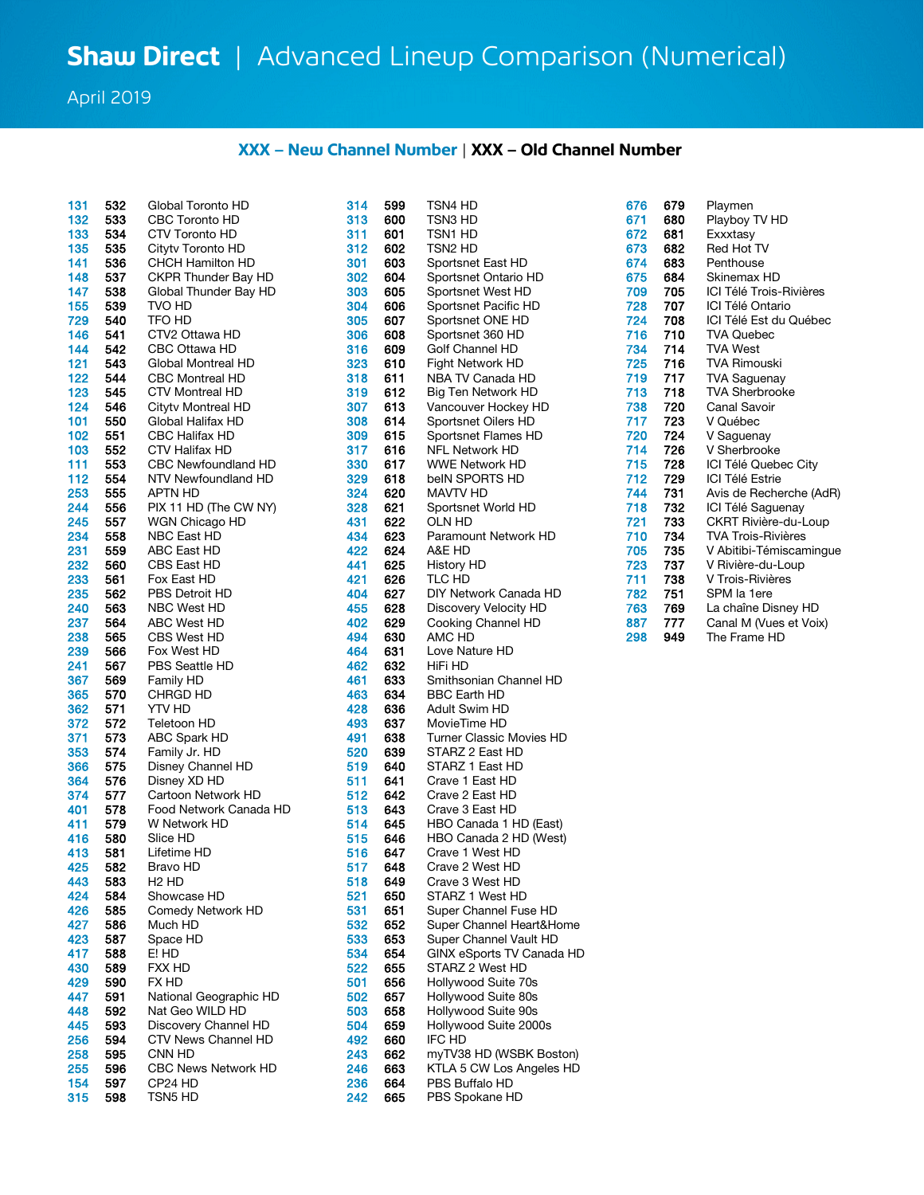# Shaw Direct | Advanced Lineup Comparison (Numerical)

April 2019

**XXX – New Channel Number** | **XXX – Old Channel Number**

| New | Old | Channel |
|---|---|---|
| 131 | 532 | Global Toronto HD |
| 132 | 533 | CBC Toronto HD |
| 133 | 534 | CTV Toronto HD |
| 135 | 535 | Citytv Toronto HD |
| 141 | 536 | CHCH Hamilton HD |
| 148 | 537 | CKPR Thunder Bay HD |
| 147 | 538 | Global Thunder Bay HD |
| 155 | 539 | TVO HD |
| 729 | 540 | TFO HD |
| 146 | 541 | CTV2 Ottawa HD |
| 144 | 542 | CBC Ottawa HD |
| 121 | 543 | Global Montreal HD |
| 122 | 544 | CBC Montreal HD |
| 123 | 545 | CTV Montreal HD |
| 124 | 546 | Citytv Montreal HD |
| 101 | 550 | Global Halifax HD |
| 102 | 551 | CBC Halifax HD |
| 103 | 552 | CTV Halifax HD |
| 111 | 553 | CBC Newfoundland HD |
| 112 | 554 | NTV Newfoundland HD |
| 253 | 555 | APTN HD |
| 244 | 556 | PIX 11 HD (The CW NY) |
| 245 | 557 | WGN Chicago HD |
| 234 | 558 | NBC East HD |
| 231 | 559 | ABC East HD |
| 232 | 560 | CBS East HD |
| 233 | 561 | Fox East HD |
| 235 | 562 | PBS Detroit HD |
| 240 | 563 | NBC West HD |
| 237 | 564 | ABC West HD |
| 238 | 565 | CBS West HD |
| 239 | 566 | Fox West HD |
| 241 | 567 | PBS Seattle HD |
| 367 | 569 | Family HD |
| 365 | 570 | CHRGD HD |
| 362 | 571 | YTV HD |
| 372 | 572 | Teletoon HD |
| 371 | 573 | ABC Spark HD |
| 353 | 574 | Family Jr. HD |
| 366 | 575 | Disney Channel HD |
| 364 | 576 | Disney XD HD |
| 374 | 577 | Cartoon Network HD |
| 401 | 578 | Food Network Canada HD |
| 411 | 579 | W Network HD |
| 416 | 580 | Slice HD |
| 413 | 581 | Lifetime HD |
| 425 | 582 | Bravo HD |
| 443 | 583 | H2 HD |
| 424 | 584 | Showcase HD |
| 426 | 585 | Comedy Network HD |
| 427 | 586 | Much HD |
| 423 | 587 | Space HD |
| 417 | 588 | E! HD |
| 430 | 589 | FXX HD |
| 429 | 590 | FX HD |
| 447 | 591 | National Geographic HD |
| 448 | 592 | Nat Geo WILD HD |
| 445 | 593 | Discovery Channel HD |
| 256 | 594 | CTV News Channel HD |
| 258 | 595 | CNN HD |
| 255 | 596 | CBC News Network HD |
| 154 | 597 | CP24 HD |
| 315 | 598 | TSN5 HD |
| 314 | 599 | TSN4 HD |
| 313 | 600 | TSN3 HD |
| 311 | 601 | TSN1 HD |
| 312 | 602 | TSN2 HD |
| 301 | 603 | Sportsnet East HD |
| 302 | 604 | Sportsnet Ontario HD |
| 303 | 605 | Sportsnet West HD |
| 304 | 606 | Sportsnet Pacific HD |
| 305 | 607 | Sportsnet ONE HD |
| 306 | 608 | Sportsnet 360 HD |
| 316 | 609 | Golf Channel HD |
| 323 | 610 | Fight Network HD |
| 318 | 611 | NBA TV Canada HD |
| 319 | 612 | Big Ten Network HD |
| 307 | 613 | Vancouver Hockey HD |
| 308 | 614 | Sportsnet Oilers HD |
| 309 | 615 | Sportsnet Flames HD |
| 317 | 616 | NFL Network HD |
| 330 | 617 | WWE Network HD |
| 329 | 618 | beIN SPORTS HD |
| 324 | 620 | MAVTV HD |
| 328 | 621 | Sportsnet World HD |
| 431 | 622 | OLN HD |
| 434 | 623 | Paramount Network HD |
| 422 | 624 | A&E HD |
| 441 | 625 | History HD |
| 421 | 626 | TLC HD |
| 404 | 627 | DIY Network Canada HD |
| 455 | 628 | Discovery Velocity HD |
| 402 | 629 | Cooking Channel HD |
| 494 | 630 | AMC HD |
| 464 | 631 | Love Nature HD |
| 462 | 632 | HiFi HD |
| 461 | 633 | Smithsonian Channel HD |
| 463 | 634 | BBC Earth HD |
| 428 | 636 | Adult Swim HD |
| 493 | 637 | MovieTime HD |
| 491 | 638 | Turner Classic Movies HD |
| 520 | 639 | STARZ 2 East HD |
| 519 | 640 | STARZ 1 East HD |
| 511 | 641 | Crave 1 East HD |
| 512 | 642 | Crave 2 East HD |
| 513 | 643 | Crave 3 East HD |
| 514 | 645 | HBO Canada 1 HD (East) |
| 515 | 646 | HBO Canada 2 HD (West) |
| 516 | 647 | Crave 1 West HD |
| 517 | 648 | Crave 2 West HD |
| 518 | 649 | Crave 3 West HD |
| 521 | 650 | STARZ 1 West HD |
| 531 | 651 | Super Channel Fuse HD |
| 532 | 652 | Super Channel Heart&Home |
| 533 | 653 | Super Channel Vault HD |
| 534 | 654 | GINX eSports TV Canada HD |
| 522 | 655 | STARZ 2 West HD |
| 501 | 656 | Hollywood Suite 70s |
| 502 | 657 | Hollywood Suite 80s |
| 503 | 658 | Hollywood Suite 90s |
| 504 | 659 | Hollywood Suite 2000s |
| 492 | 660 | IFC HD |
| 243 | 662 | myTV38 HD (WSBK Boston) |
| 246 | 663 | KTLA 5 CW Los Angeles HD |
| 236 | 664 | PBS Buffalo HD |
| 242 | 665 | PBS Spokane HD |
| 676 | 679 | Playmen |
| 671 | 680 | Playboy TV HD |
| 672 | 681 | Exxxtasy |
| 673 | 682 | Red Hot TV |
| 674 | 683 | Penthouse |
| 675 | 684 | Skinemax HD |
| 709 | 705 | ICI Télé Trois-Rivières |
| 728 | 707 | ICI Télé Ontario |
| 724 | 708 | ICI Télé Est du Québec |
| 716 | 710 | TVA Quebec |
| 734 | 714 | TVA West |
| 725 | 716 | TVA Rimouski |
| 719 | 717 | TVA Saguenay |
| 713 | 718 | TVA Sherbrooke |
| 738 | 720 | Canal Savoir |
| 717 | 723 | V Québec |
| 720 | 724 | V Saguenay |
| 714 | 726 | V Sherbrooke |
| 715 | 728 | ICI Télé Quebec City |
| 712 | 729 | ICI Télé Estrie |
| 744 | 731 | Avis de Recherche (AdR) |
| 718 | 732 | ICI Télé Saguenay |
| 721 | 733 | CKRT Rivière-du-Loup |
| 710 | 734 | TVA Trois-Rivières |
| 705 | 735 | V Abitibi-Témiscamingue |
| 723 | 737 | V Rivière-du-Loup |
| 711 | 738 | V Trois-Rivières |
| 782 | 751 | SPM la 1ere |
| 763 | 769 | La chaîne Disney HD |
| 887 | 777 | Canal M (Vues et Voix) |
| 298 | 949 | The Frame HD |